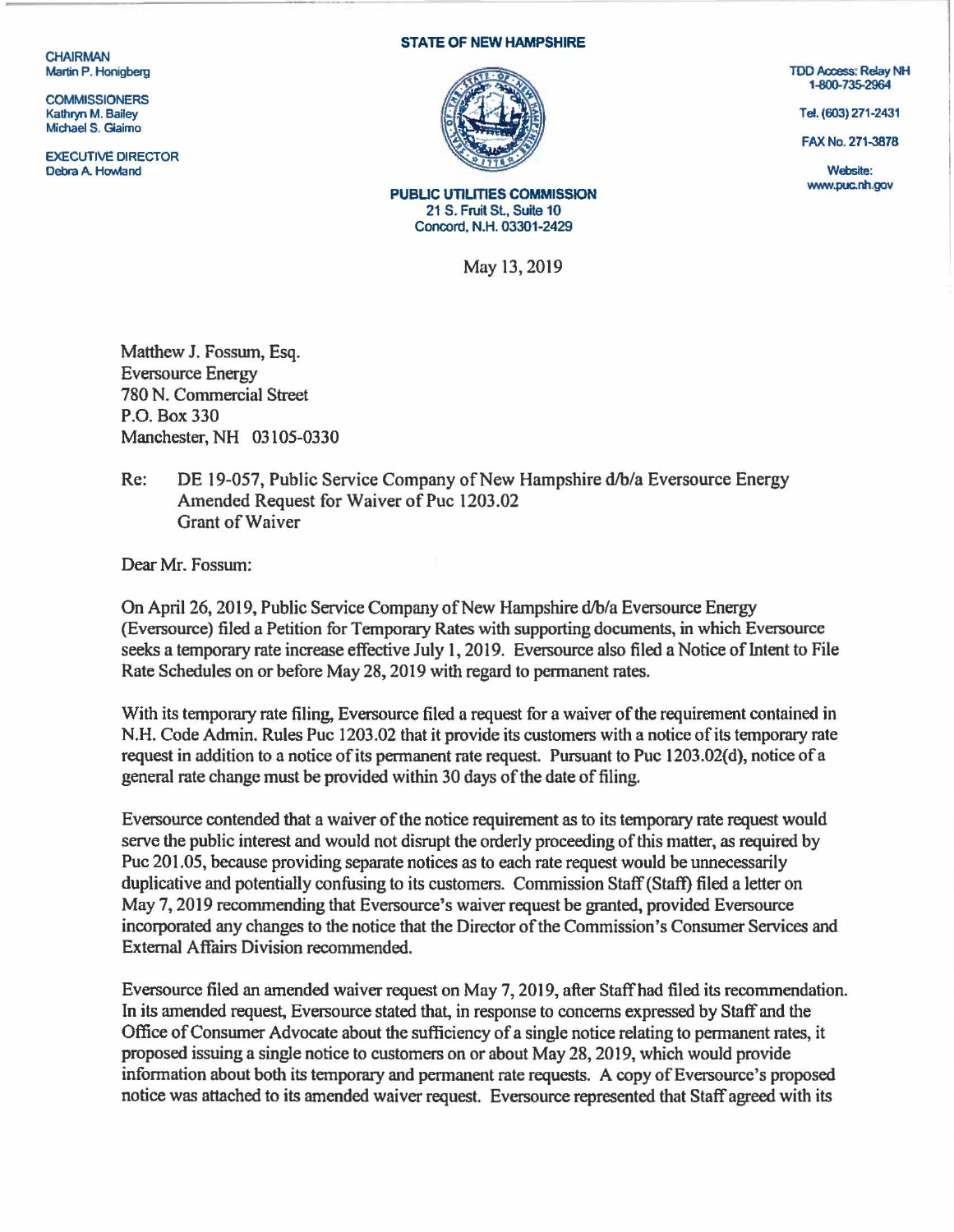CHAIRMAN
Martin P. Honigberg

COMMISSIONERS
Kathryn M. Bailey
Michael S. Giaimo

EXECUTIVE DIRECTOR
Debra A. Howland

**STATE OF NEW HAMPSHIRE**

**PUBLIC UTILITIES COMMISSION**
21 S. Fruit St., Suite 10
Concord, N.H. 03301-2429

TDD Access: Relay NH
1-800-735-2964

Tel. (603) 271-2431

FAX No. 271-3878

Website:
www.puc.nh.gov

May 13, 2019

Matthew J. Fossum, Esq.
Eversource Energy
780 N. Commercial Street
P.O. Box 330
Manchester, NH 03105-0330

Re: DE 19-057, Public Service Company of New Hampshire d/b/a Eversource Energy
Amended Request for Waiver of Puc 1203.02
Grant of Waiver

Dear Mr. Fossum:

On April 26, 2019, Public Service Company of New Hampshire d/b/a Eversource Energy (Eversource) filed a Petition for Temporary Rates with supporting documents, in which Eversource seeks a temporary rate increase effective July 1, 2019. Eversource also filed a Notice of Intent to File Rate Schedules on or before May 28, 2019 with regard to permanent rates.

With its temporary rate filing, Eversource filed a request for a waiver of the requirement contained in N.H. Code Admin. Rules Puc 1203.02 that it provide its customers with a notice of its temporary rate request in addition to a notice of its permanent rate request. Pursuant to Puc 1203.02(d), notice of a general rate change must be provided within 30 days of the date of filing.

Eversource contended that a waiver of the notice requirement as to its temporary rate request would serve the public interest and would not disrupt the orderly proceeding of this matter, as required by Puc 201.05, because providing separate notices as to each rate request would be unnecessarily duplicative and potentially confusing to its customers. Commission Staff (Staff) filed a letter on May 7, 2019 recommending that Eversource's waiver request be granted, provided Eversource incorporated any changes to the notice that the Director of the Commission's Consumer Services and External Affairs Division recommended.

Eversource filed an amended waiver request on May 7, 2019, after Staff had filed its recommendation. In its amended request, Eversource stated that, in response to concerns expressed by Staff and the Office of Consumer Advocate about the sufficiency of a single notice relating to permanent rates, it proposed issuing a single notice to customers on or about May 28, 2019, which would provide information about both its temporary and permanent rate requests. A copy of Eversource's proposed notice was attached to its amended waiver request. Eversource represented that Staff agreed with its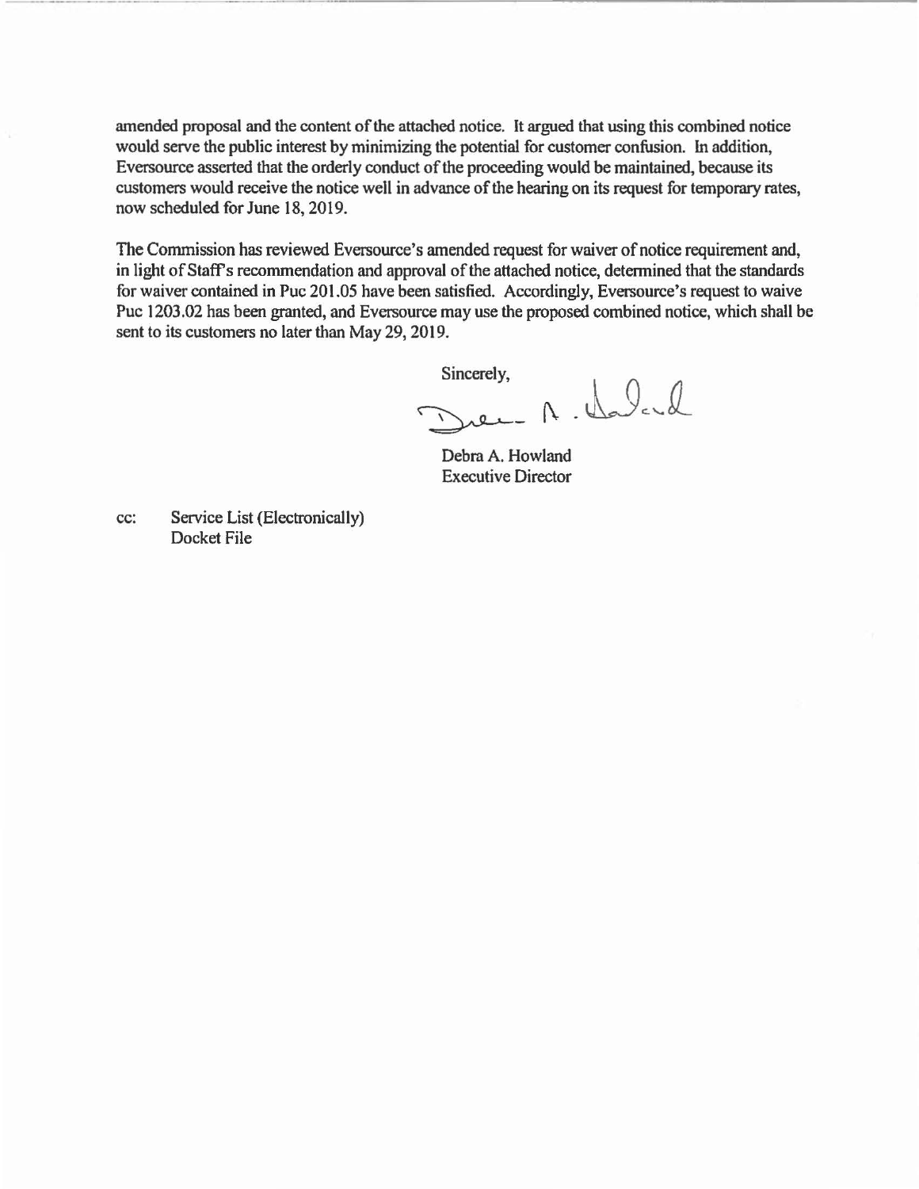amended proposal and the content of the attached notice. It argued that using this combined notice would serve the public interest by minimizing the potential for customer confusion. In addition, Eversource asserted that the orderly conduct of the proceeding would be maintained, because its customers would receive the notice well in advance of the hearing on its request for temporary rates, now scheduled for June 18, 2019.

The Commission has reviewed Eversource's amended request for waiver of notice requirement and, in light of Staff's recommendation and approval of the attached notice, determined that the standards for waiver contained in Puc 201.05 have been satisfied. Accordingly, Eversource's request to waive Puc 1203.02 has been granted, and Eversource may use the proposed combined notice, which shall be sent to its customers no later than May 29, 2019.

Sincerely,

Debra A. Howland
Executive Director

cc: Service List (Electronically)
Docket File